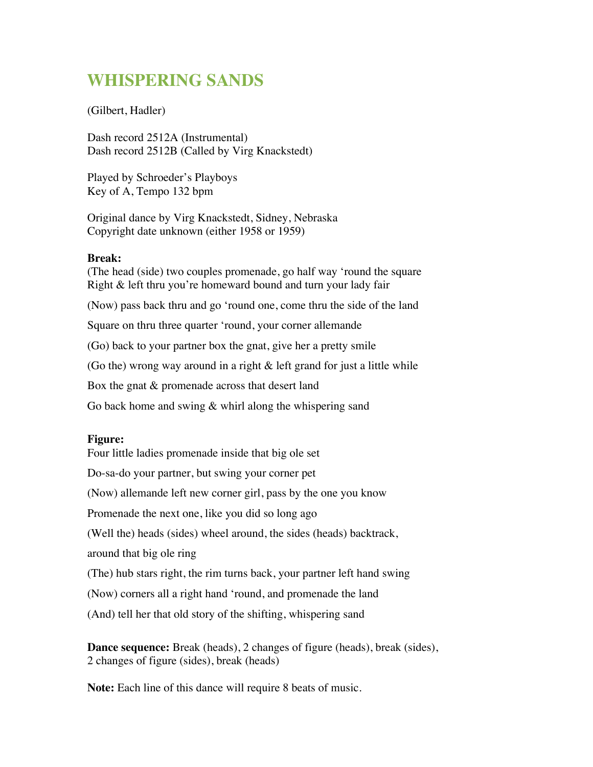# WHISPERING SANDS

(Gilbert, Hadler)

Dash record 2512A (Instrumental)
Dash record 2512B (Called by Virg Knackstedt)

Played by Schroeder's Playboys
Key of A, Tempo 132 bpm

Original dance by Virg Knackstedt, Sidney, Nebraska
Copyright date unknown (either 1958 or 1959)

**Break:**
(The head (side) two couples promenade, go half way 'round the square
Right & left thru you're homeward bound and turn your lady fair

(Now) pass back thru and go 'round one, come thru the side of the land

Square on thru three quarter 'round, your corner allemande

(Go) back to your partner box the gnat, give her a pretty smile

(Go the) wrong way around in a right & left grand for just a little while

Box the gnat & promenade across that desert land

Go back home and swing & whirl along the whispering sand

**Figure:**
Four little ladies promenade inside that big ole set

Do-sa-do your partner, but swing your corner pet

(Now) allemande left new corner girl, pass by the one you know

Promenade the next one, like you did so long ago

(Well the) heads (sides) wheel around, the sides (heads) backtrack,

around that big ole ring

(The) hub stars right, the rim turns back, your partner left hand swing

(Now) corners all a right hand 'round, and promenade the land

(And) tell her that old story of the shifting, whispering sand

**Dance sequence:** Break (heads), 2 changes of figure (heads), break (sides), 2 changes of figure (sides), break (heads)

**Note:** Each line of this dance will require 8 beats of music.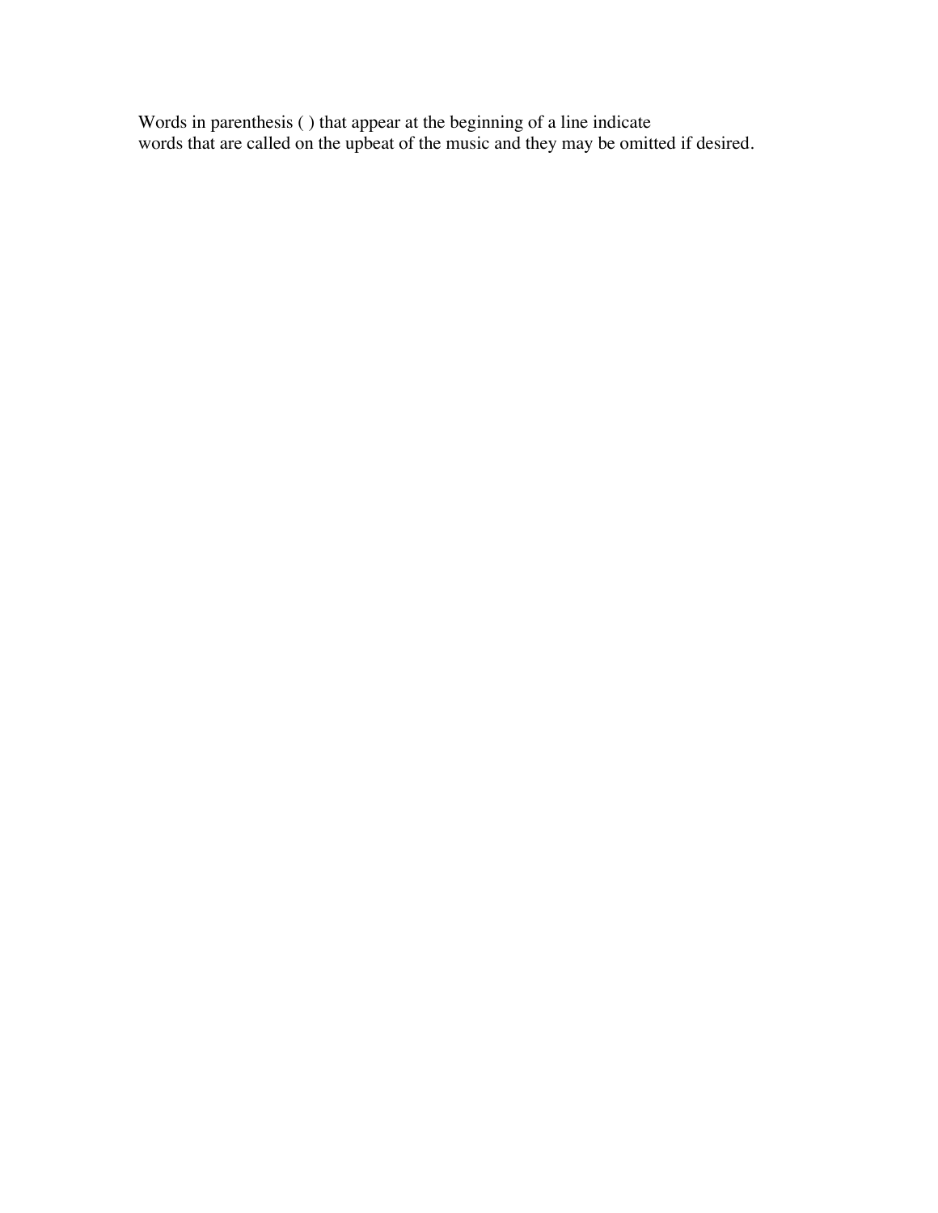Words in parenthesis ( ) that appear at the beginning of a line indicate words that are called on the upbeat of the music and they may be omitted if desired.